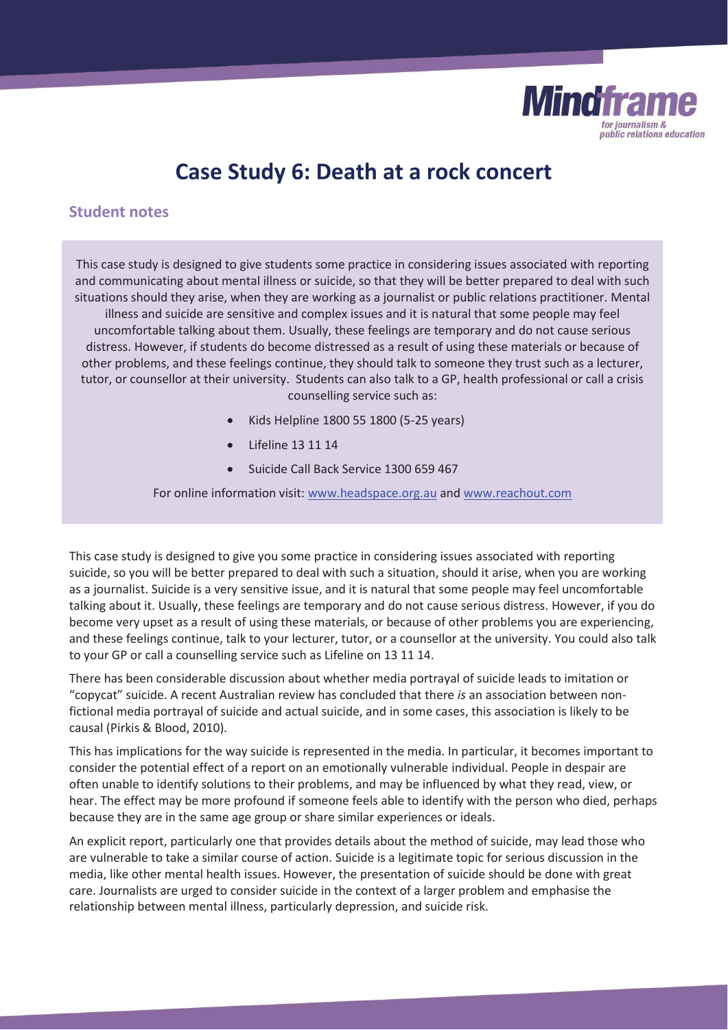Mindframe
for journalism & public relations education

# Case Study 6: Death at a rock concert

## Student notes

This case study is designed to give students some practice in considering issues associated with reporting and communicating about mental illness or suicide, so that they will be better prepared to deal with such situations should they arise, when they are working as a journalist or public relations practitioner. Mental illness and suicide are sensitive and complex issues and it is natural that some people may feel uncomfortable talking about them. Usually, these feelings are temporary and do not cause serious distress. However, if students do become distressed as a result of using these materials or because of other problems, and these feelings continue, they should talk to someone they trust such as a lecturer, tutor, or counsellor at their university. Students can also talk to a GP, health professional or call a crisis counselling service such as:

- Kids Helpline 1800 55 1800 (5-25 years)
- Lifeline 13 11 14
- Suicide Call Back Service 1300 659 467

For online information visit: [www.headspace.org.au](www.headspace.org.au) and [www.reachout.com](www.reachout.com)

This case study is designed to give you some practice in considering issues associated with reporting suicide, so you will be better prepared to deal with such a situation, should it arise, when you are working as a journalist. Suicide is a very sensitive issue, and it is natural that some people may feel uncomfortable talking about it. Usually, these feelings are temporary and do not cause serious distress. However, if you do become very upset as a result of using these materials, or because of other problems you are experiencing, and these feelings continue, talk to your lecturer, tutor, or a counsellor at the university. You could also talk to your GP or call a counselling service such as Lifeline on 13 11 14.

There has been considerable discussion about whether media portrayal of suicide leads to imitation or "copycat" suicide. A recent Australian review has concluded that there *is* an association between non-fictional media portrayal of suicide and actual suicide, and in some cases, this association is likely to be causal (Pirkis & Blood, 2010).

This has implications for the way suicide is represented in the media. In particular, it becomes important to consider the potential effect of a report on an emotionally vulnerable individual. People in despair are often unable to identify solutions to their problems, and may be influenced by what they read, view, or hear. The effect may be more profound if someone feels able to identify with the person who died, perhaps because they are in the same age group or share similar experiences or ideals.

An explicit report, particularly one that provides details about the method of suicide, may lead those who are vulnerable to take a similar course of action. Suicide is a legitimate topic for serious discussion in the media, like other mental health issues. However, the presentation of suicide should be done with great care. Journalists are urged to consider suicide in the context of a larger problem and emphasise the relationship between mental illness, particularly depression, and suicide risk.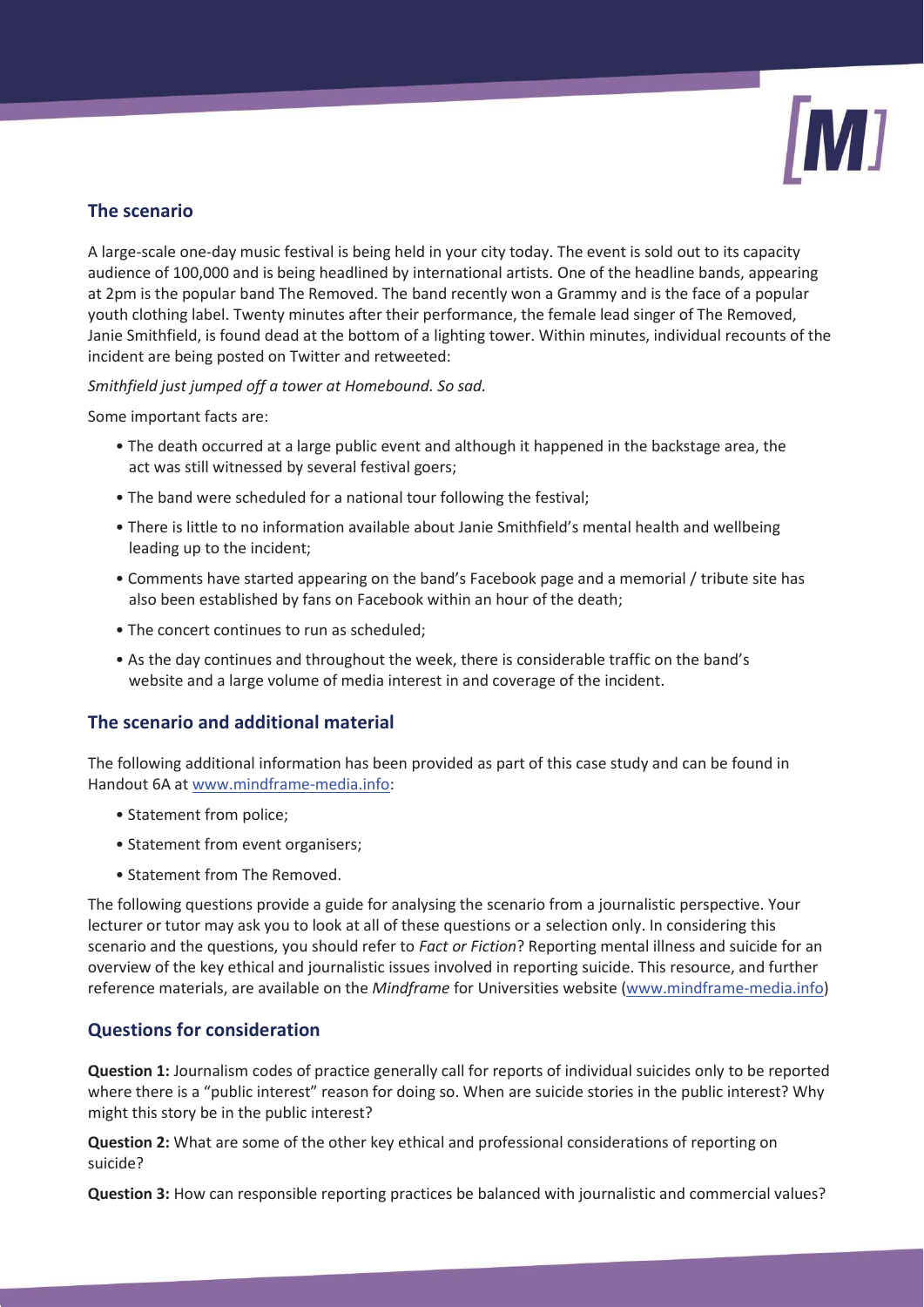## The scenario

A large-scale one-day music festival is being held in your city today. The event is sold out to its capacity audience of 100,000 and is being headlined by international artists. One of the headline bands, appearing at 2pm is the popular band The Removed. The band recently won a Grammy and is the face of a popular youth clothing label. Twenty minutes after their performance, the female lead singer of The Removed, Janie Smithfield, is found dead at the bottom of a lighting tower. Within minutes, individual recounts of the incident are being posted on Twitter and retweeted:

*Smithfield just jumped off a tower at Homebound. So sad.*

Some important facts are:

- The death occurred at a large public event and although it happened in the backstage area, the act was still witnessed by several festival goers;
- The band were scheduled for a national tour following the festival;
- There is little to no information available about Janie Smithfield's mental health and wellbeing leading up to the incident;
- Comments have started appearing on the band's Facebook page and a memorial / tribute site has also been established by fans on Facebook within an hour of the death;
- The concert continues to run as scheduled;
- As the day continues and throughout the week, there is considerable traffic on the band's website and a large volume of media interest in and coverage of the incident.

## The scenario and additional material

The following additional information has been provided as part of this case study and can be found in Handout 6A at www.mindframe-media.info:

- Statement from police;
- Statement from event organisers;
- Statement from The Removed.

The following questions provide a guide for analysing the scenario from a journalistic perspective. Your lecturer or tutor may ask you to look at all of these questions or a selection only. In considering this scenario and the questions, you should refer to *Fact or Fiction*? Reporting mental illness and suicide for an overview of the key ethical and journalistic issues involved in reporting suicide. This resource, and further reference materials, are available on the *Mindframe* for Universities website (www.mindframe-media.info)

## Questions for consideration

**Question 1:** Journalism codes of practice generally call for reports of individual suicides only to be reported where there is a "public interest" reason for doing so. When are suicide stories in the public interest? Why might this story be in the public interest?

**Question 2:** What are some of the other key ethical and professional considerations of reporting on suicide?

**Question 3:** How can responsible reporting practices be balanced with journalistic and commercial values?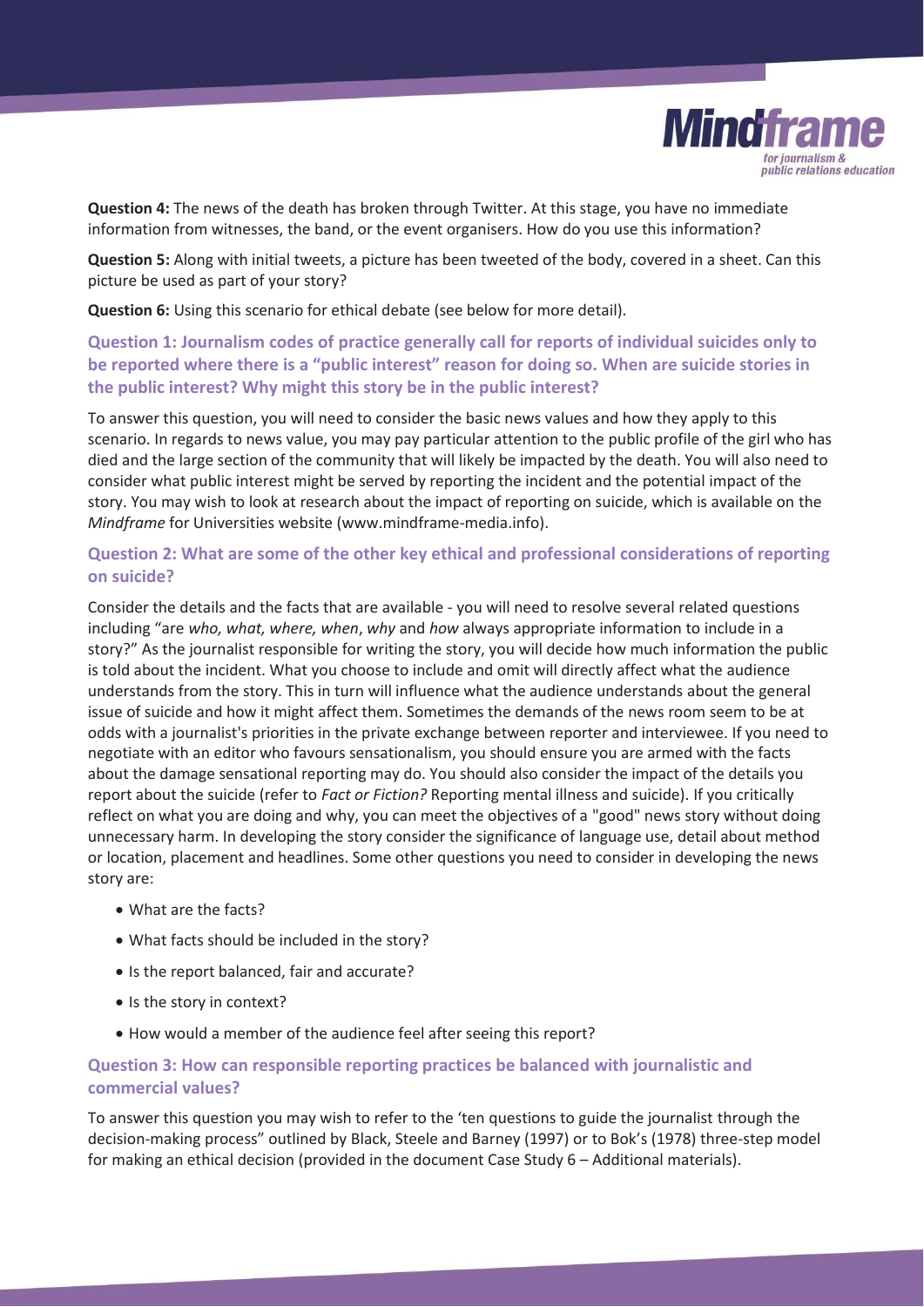**Question 4:** The news of the death has broken through Twitter. At this stage, you have no immediate information from witnesses, the band, or the event organisers. How do you use this information?

**Question 5:** Along with initial tweets, a picture has been tweeted of the body, covered in a sheet. Can this picture be used as part of your story?

**Question 6:** Using this scenario for ethical debate (see below for more detail).

## Question 1: Journalism codes of practice generally call for reports of individual suicides only to be reported where there is a "public interest" reason for doing so. When are suicide stories in the public interest? Why might this story be in the public interest?

To answer this question, you will need to consider the basic news values and how they apply to this scenario. In regards to news value, you may pay particular attention to the public profile of the girl who has died and the large section of the community that will likely be impacted by the death. You will also need to consider what public interest might be served by reporting the incident and the potential impact of the story. You may wish to look at research about the impact of reporting on suicide, which is available on the *Mindframe* for Universities website (www.mindframe-media.info).

## Question 2: What are some of the other key ethical and professional considerations of reporting on suicide?

Consider the details and the facts that are available - you will need to resolve several related questions including "are *who, what, where, when*, *why* and *how* always appropriate information to include in a story?" As the journalist responsible for writing the story, you will decide how much information the public is told about the incident. What you choose to include and omit will directly affect what the audience understands from the story. This in turn will influence what the audience understands about the general issue of suicide and how it might affect them. Sometimes the demands of the news room seem to be at odds with a journalist's priorities in the private exchange between reporter and interviewee. If you need to negotiate with an editor who favours sensationalism, you should ensure you are armed with the facts about the damage sensational reporting may do. You should also consider the impact of the details you report about the suicide (refer to *Fact or Fiction?* Reporting mental illness and suicide). If you critically reflect on what you are doing and why, you can meet the objectives of a "good" news story without doing unnecessary harm. In developing the story consider the significance of language use, detail about method or location, placement and headlines. Some other questions you need to consider in developing the news story are:

- What are the facts?
- What facts should be included in the story?
- Is the report balanced, fair and accurate?
- Is the story in context?
- How would a member of the audience feel after seeing this report?

## Question 3: How can responsible reporting practices be balanced with journalistic and commercial values?

To answer this question you may wish to refer to the 'ten questions to guide the journalist through the decision-making process" outlined by Black, Steele and Barney (1997) or to Bok's (1978) three-step model for making an ethical decision (provided in the document Case Study 6 – Additional materials).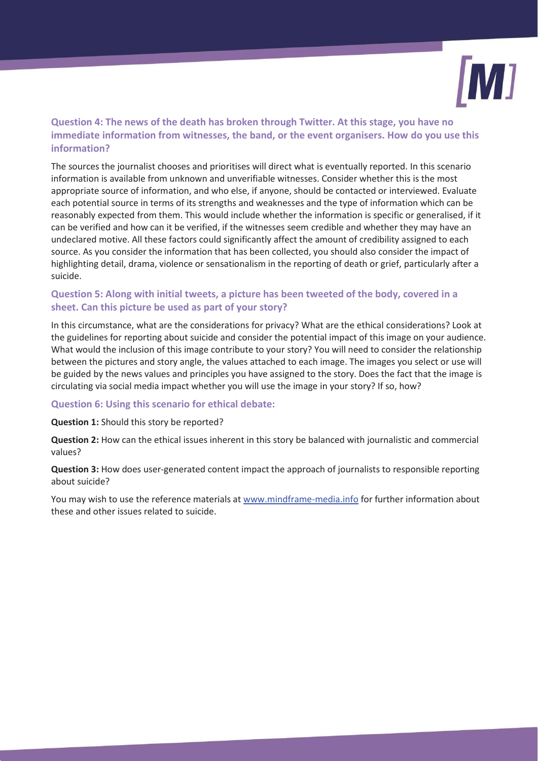### Question 4: The news of the death has broken through Twitter. At this stage, you have no immediate information from witnesses, the band, or the event organisers. How do you use this information?

The sources the journalist chooses and prioritises will direct what is eventually reported. In this scenario information is available from unknown and unverifiable witnesses. Consider whether this is the most appropriate source of information, and who else, if anyone, should be contacted or interviewed. Evaluate each potential source in terms of its strengths and weaknesses and the type of information which can be reasonably expected from them. This would include whether the information is specific or generalised, if it can be verified and how can it be verified, if the witnesses seem credible and whether they may have an undeclared motive. All these factors could significantly affect the amount of credibility assigned to each source. As you consider the information that has been collected, you should also consider the impact of highlighting detail, drama, violence or sensationalism in the reporting of death or grief, particularly after a suicide.

### Question 5: Along with initial tweets, a picture has been tweeted of the body, covered in a sheet. Can this picture be used as part of your story?

In this circumstance, what are the considerations for privacy? What are the ethical considerations? Look at the guidelines for reporting about suicide and consider the potential impact of this image on your audience. What would the inclusion of this image contribute to your story? You will need to consider the relationship between the pictures and story angle, the values attached to each image. The images you select or use will be guided by the news values and principles you have assigned to the story. Does the fact that the image is circulating via social media impact whether you will use the image in your story? If so, how?

### Question 6: Using this scenario for ethical debate:

**Question 1:** Should this story be reported?

**Question 2:** How can the ethical issues inherent in this story be balanced with journalistic and commercial values?

**Question 3:** How does user-generated content impact the approach of journalists to responsible reporting about suicide?

You may wish to use the reference materials at www.mindframe-media.info for further information about these and other issues related to suicide.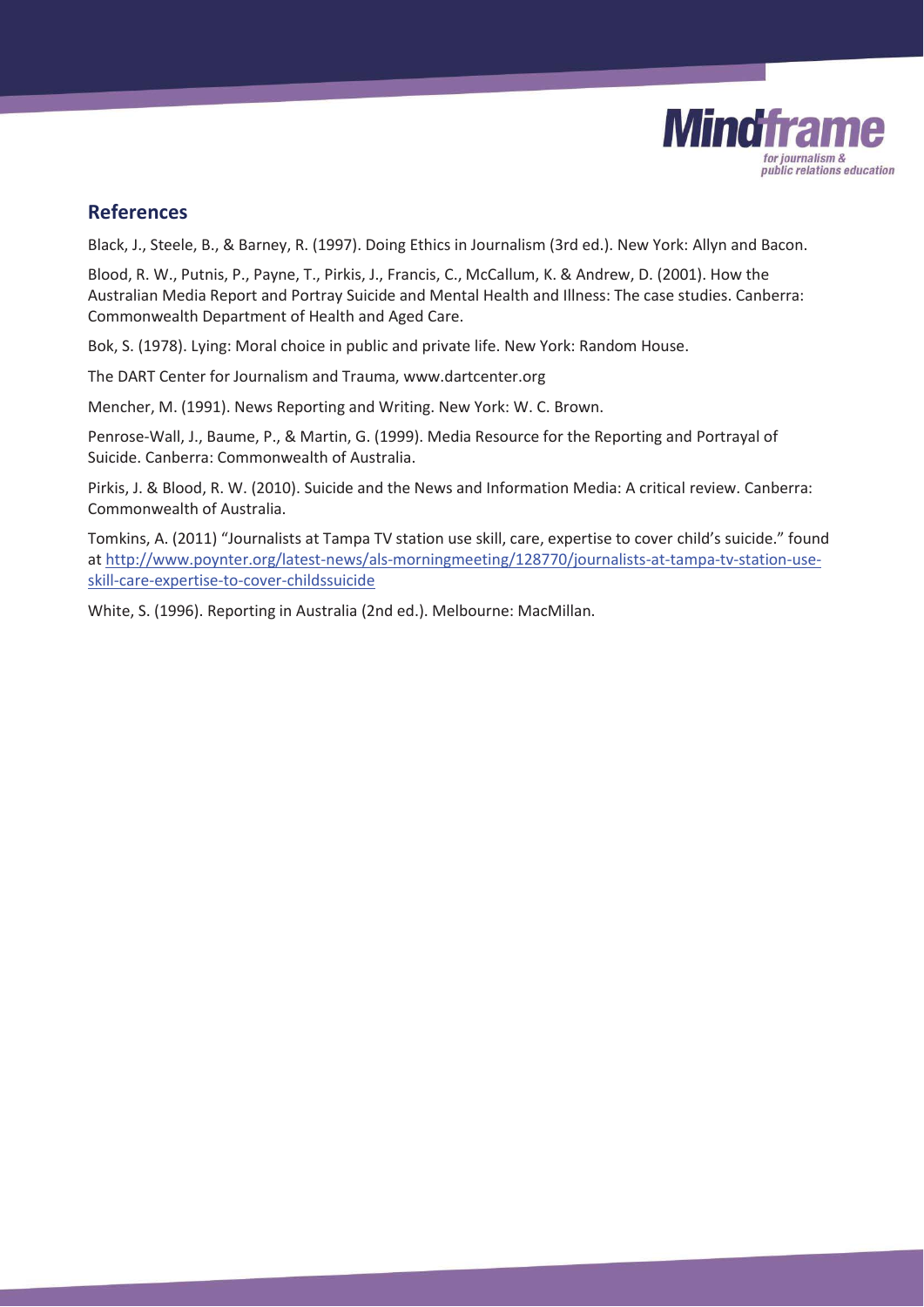## References

Black, J., Steele, B., & Barney, R. (1997). Doing Ethics in Journalism (3rd ed.). New York: Allyn and Bacon.

Blood, R. W., Putnis, P., Payne, T., Pirkis, J., Francis, C., McCallum, K. & Andrew, D. (2001). How the Australian Media Report and Portray Suicide and Mental Health and Illness: The case studies. Canberra: Commonwealth Department of Health and Aged Care.

Bok, S. (1978). Lying: Moral choice in public and private life. New York: Random House.

The DART Center for Journalism and Trauma, www.dartcenter.org

Mencher, M. (1991). News Reporting and Writing. New York: W. C. Brown.

Penrose-Wall, J., Baume, P., & Martin, G. (1999). Media Resource for the Reporting and Portrayal of Suicide. Canberra: Commonwealth of Australia.

Pirkis, J. & Blood, R. W. (2010). Suicide and the News and Information Media: A critical review. Canberra: Commonwealth of Australia.

Tomkins, A. (2011) "Journalists at Tampa TV station use skill, care, expertise to cover child's suicide." found at http://www.poynter.org/latest-news/als-morningmeeting/128770/journalists-at-tampa-tv-station-use-skill-care-expertise-to-cover-childssuicide

White, S. (1996). Reporting in Australia (2nd ed.). Melbourne: MacMillan.